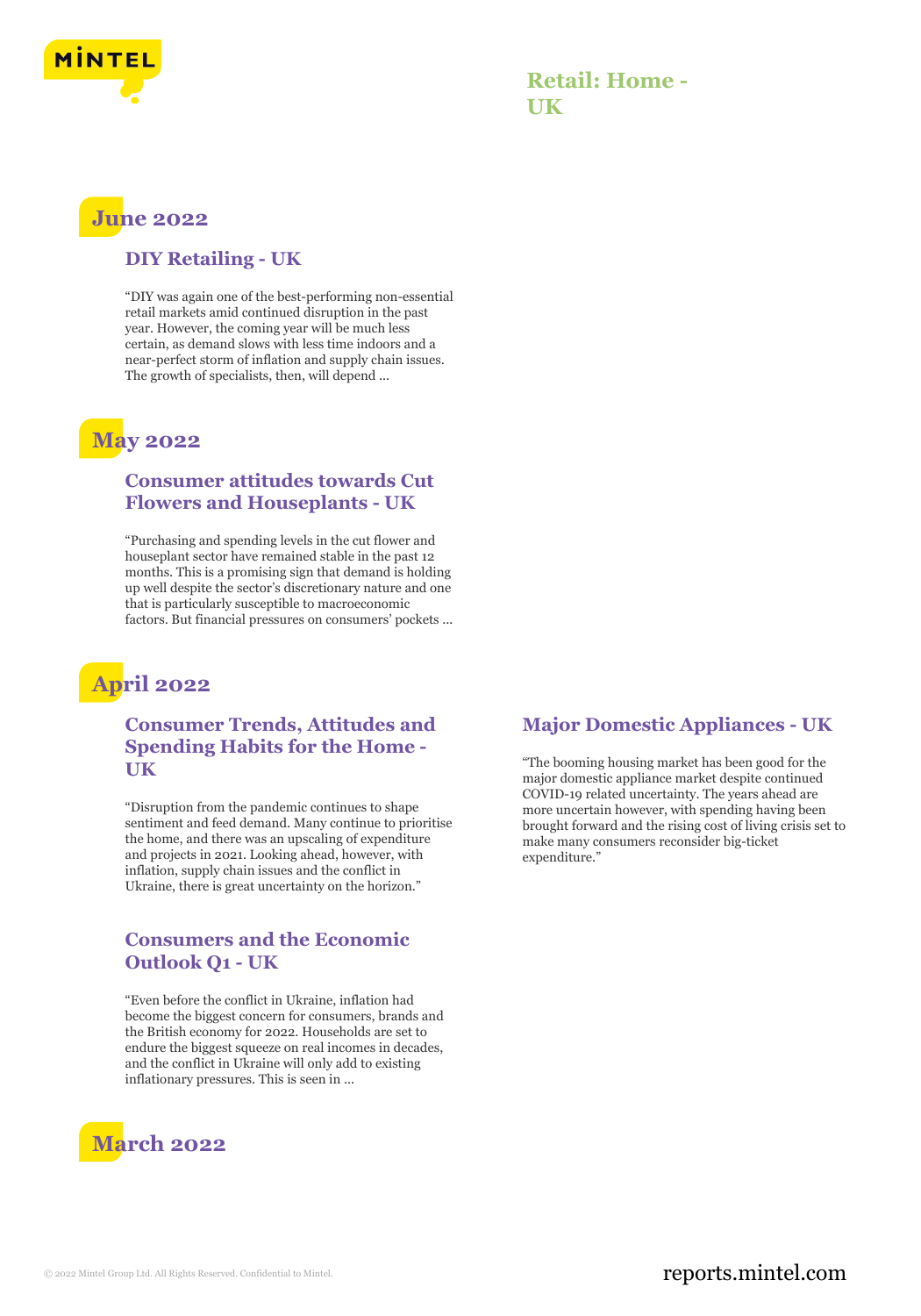# Retail: Home - UK

## June 2022

### DIY Retailing - UK

"DIY was again one of the best-performing non-essential retail markets amid continued disruption in the past year. However, the coming year will be much less certain, as demand slows with less time indoors and a near-perfect storm of inflation and supply chain issues. The growth of specialists, then, will depend ...

## May 2022

### Consumer attitudes towards Cut Flowers and Houseplants - UK

"Purchasing and spending levels in the cut flower and houseplant sector have remained stable in the past 12 months. This is a promising sign that demand is holding up well despite the sector's discretionary nature and one that is particularly susceptible to macroeconomic factors. But financial pressures on consumers' pockets ...

## April 2022

### Consumer Trends, Attitudes and Spending Habits for the Home - UK

"Disruption from the pandemic continues to shape sentiment and feed demand. Many continue to prioritise the home, and there was an upscaling of expenditure and projects in 2021. Looking ahead, however, with inflation, supply chain issues and the conflict in Ukraine, there is great uncertainty on the horizon."

### Consumers and the Economic Outlook Q1 - UK

"Even before the conflict in Ukraine, inflation had become the biggest concern for consumers, brands and the British economy for 2022. Households are set to endure the biggest squeeze on real incomes in decades, and the conflict in Ukraine will only add to existing inflationary pressures. This is seen in ...

### Major Domestic Appliances - UK

"The booming housing market has been good for the major domestic appliance market despite continued COVID-19 related uncertainty. The years ahead are more uncertain however, with spending having been brought forward and the rising cost of living crisis set to make many consumers reconsider big-ticket expenditure."

## March 2022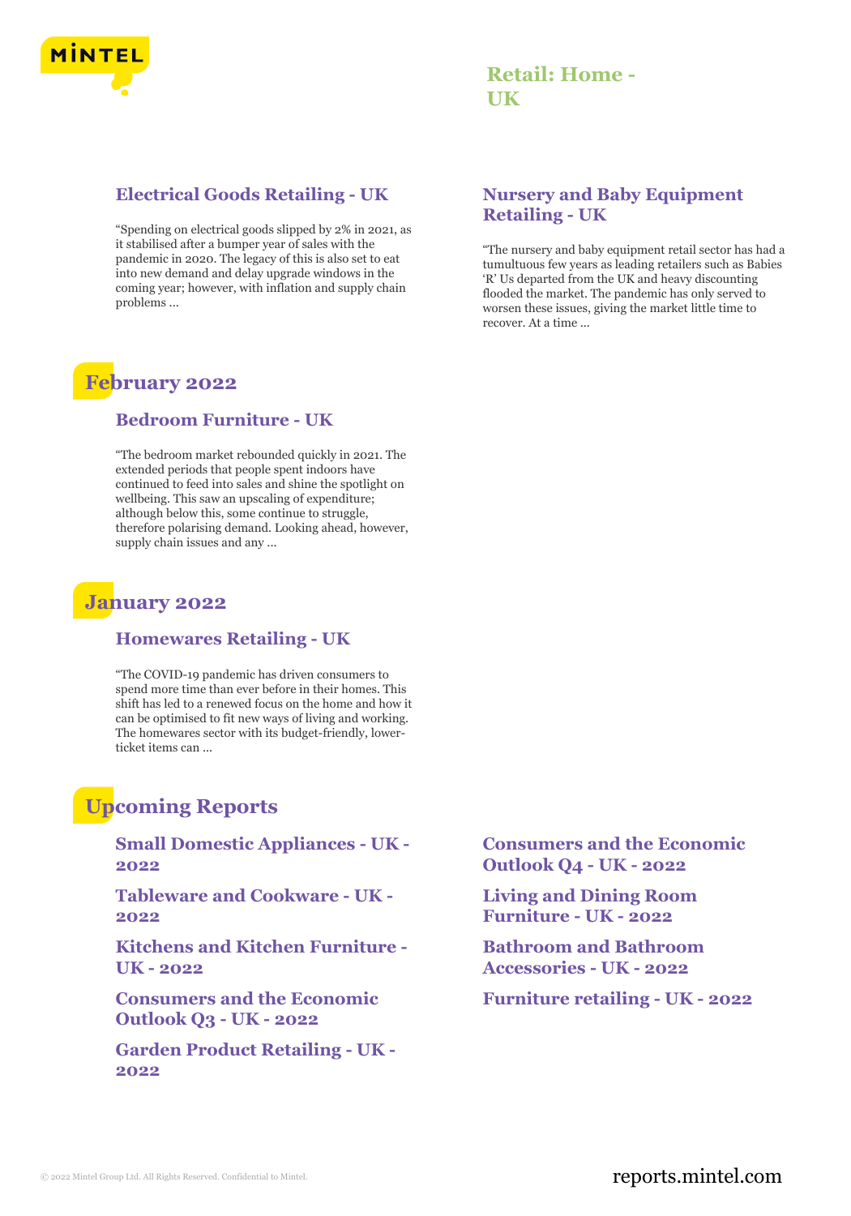## Electrical Goods Retailing - UK

"Spending on electrical goods slipped by 2% in 2021, as it stabilised after a bumper year of sales with the pandemic in 2020. The legacy of this is also set to eat into new demand and delay upgrade windows in the coming year; however, with inflation and supply chain problems ...

## Nursery and Baby Equipment Retailing - UK

"The nursery and baby equipment retail sector has had a tumultuous few years as leading retailers such as Babies 'R' Us departed from the UK and heavy discounting flooded the market. The pandemic has only served to worsen these issues, giving the market little time to recover. At a time ...

# February 2022

## Bedroom Furniture - UK

"The bedroom market rebounded quickly in 2021. The extended periods that people spent indoors have continued to feed into sales and shine the spotlight on wellbeing. This saw an upscaling of expenditure; although below this, some continue to struggle, therefore polarising demand. Looking ahead, however, supply chain issues and any ...

# January 2022

## Homewares Retailing - UK

"The COVID-19 pandemic has driven consumers to spend more time than ever before in their homes. This shift has led to a renewed focus on the home and how it can be optimised to fit new ways of living and working. The homewares sector with its budget-friendly, lower-ticket items can ...

# Upcoming Reports

## Small Domestic Appliances - UK - 2022

## Tableware and Cookware - UK - 2022

## Kitchens and Kitchen Furniture - UK - 2022

## Consumers and the Economic Outlook Q3 - UK - 2022

## Garden Product Retailing - UK - 2022

## Consumers and the Economic Outlook Q4 - UK - 2022

## Living and Dining Room Furniture - UK - 2022

## Bathroom and Bathroom Accessories - UK - 2022

## Furniture retailing - UK - 2022